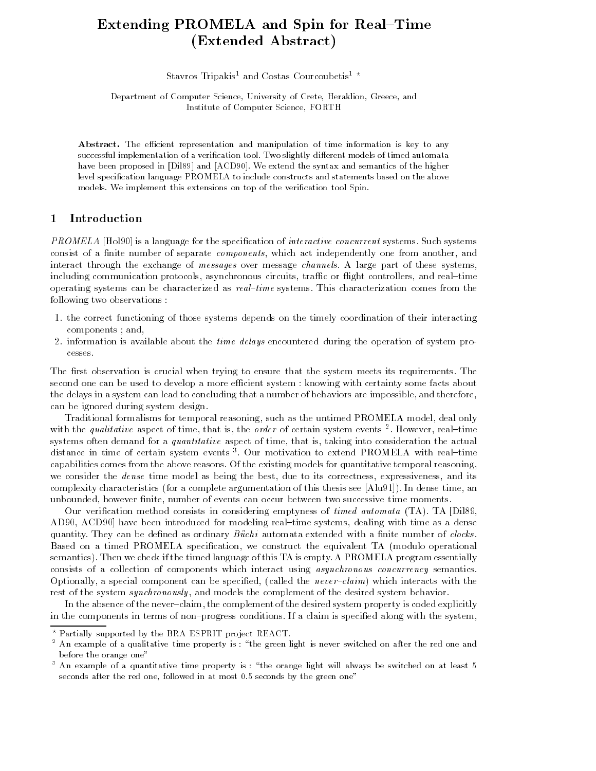# Extending PROMELA and Spin for Real–Time (Extended Abstract)

Stavros Tripakis[1] and Costas Courcoubetis[1] [*]

Department of Computer Science, University of Crete, Heraklion, Greece, and Institute of Computer Science, FORTH

**Abstract.** The efficient representation and manipulation of time information is key to any successful implementation of a verification tool. Two slightly different models of timed automata have been proposed in [Dil89] and [ACD90]. We extend the syntax and semantics of the higher level specification language PROMELA to include constructs and statements based on the above models. We implement this extensions on top of the verification tool Spin.

## 1 Introduction

*PROMELA* [Hol90] is a language for the specification of *interactive concurrent* systems. Such systems consist of a finite number of separate *components*, which act independently one from another, and interact through the exchange of *messages* over message *channels*. A large part of these systems, including communication protocols, asynchronous circuits, traffic or flight controllers, and real–time operating systems can be characterized as *real–time* systems. This characterization comes from the following two observations :

1. the correct functioning of those systems depends on the timely coordination of their interacting components ; and,
2. information is available about the *time delays* encountered during the operation of system processes.

The first observation is crucial when trying to ensure that the system meets its requirements. The second one can be used to develop a more efficient system : knowing with certainty some facts about the delays in a system can lead to concluding that a number of behaviors are impossible, and therefore, can be ignored during system design.

Traditional formalisms for temporal reasoning, such as the untimed PROMELA model, deal only with the *qualitative* aspect of time, that is, the *order* of certain system events [2]. However, real–time systems often demand for a *quantitative* aspect of time, that is, taking into consideration the actual distance in time of certain system events [3]. Our motivation to extend PROMELA with real–time capabilities comes from the above reasons. Of the existing models for quantitative temporal reasoning, we consider the *dense* time model as being the best, due to its correctness, expressiveness, and its complexity characteristics (for a complete argumentation of this thesis see [Alu91]). In dense time, an unbounded, however finite, number of events can occur between two successive time moments.

Our verification method consists in considering emptyness of *timed automata* (TA). TA [Dil89, AD90, ACD90] have been introduced for modeling real–time systems, dealing with time as a dense quantity. They can be defined as ordinary *Büchi* automata extended with a finite number of *clocks*. Based on a timed PROMELA specification, we construct the equivalent TA (modulo operational semantics). Then we check if the timed language of this TA is empty. A PROMELA program essentially consists of a collection of components which interact using *asynchronous concurrency* semantics. Optionally, a special component can be specified, (called the *never–claim*) which interacts with the rest of the system *synchronously*, and models the complement of the desired system behavior.

In the absence of the never–claim, the complement of the desired system property is coded explicitly in the components in terms of non–progress conditions. If a claim is specified along with the system,

[*] Partially supported by the BRA ESPRIT project REACT.

[2] An example of a qualitative time property is : "the green light is never switched on after the red one and before the orange one"

[3] An example of a quantitative time property is : "the orange light will always be switched on at least 5 seconds after the red one, followed in at most 0.5 seconds by the green one"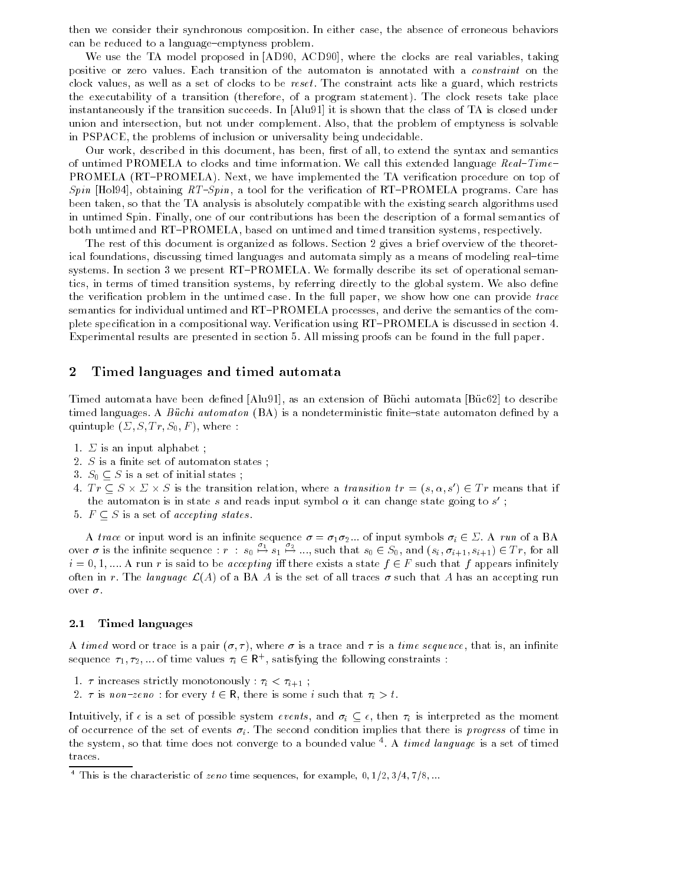then we consider their synchronous composition. In either case, the absence of erroneous behaviors can be reduced to a language–emptyness problem.

We use the TA model proposed in [AD90, ACD90], where the clocks are real variables, taking positive or zero values. Each transition of the automaton is annotated with a *constraint* on the clock values, as well as a set of clocks to be *reset*. The constraint acts like a guard, which restricts the executability of a transition (therefore, of a program statement). The clock resets take place instantaneously if the transition succeeds. In [Alu91] it is shown that the class of TA is closed under union and intersection, but not under complement. Also, that the problem of emptyness is solvable in PSPACE, the problems of inclusion or universality being undecidable.

Our work, described in this document, has been, first of all, to extend the syntax and semantics of untimed PROMELA to clocks and time information. We call this extended language *Real–Time–*PROMELA (RT–PROMELA). Next, we have implemented the TA verification procedure on top of *Spin* [Hol94], obtaining *RT–Spin*, a tool for the verification of RT–PROMELA programs. Care has been taken, so that the TA analysis is absolutely compatible with the existing search algorithms used in untimed Spin. Finally, one of our contributions has been the description of a formal semantics of both untimed and RT–PROMELA, based on untimed and timed transition systems, respectively.

The rest of this document is organized as follows. Section 2 gives a brief overview of the theoretical foundations, discussing timed languages and automata simply as a means of modeling real–time systems. In section 3 we present RT–PROMELA. We formally describe its set of operational semantics, in terms of timed transition systems, by referring directly to the global system. We also define the verification problem in the untimed case. In the full paper, we show how one can provide *trace* semantics for individual untimed and RT–PROMELA processes, and derive the semantics of the complete specification in a compositional way. Verification using RT–PROMELA is discussed in section 4. Experimental results are presented in section 5. All missing proofs can be found in the full paper.

## 2 Timed languages and timed automata

Timed automata have been defined [Alu91], as an extension of Büchi automata [Büc62] to describe timed languages. A *Büchi automaton* (BA) is a nondeterministic finite–state automaton defined by a quintuple $(\Sigma, S, Tr, S_0, F)$, where :

1. $\Sigma$ is an input alphabet ;
2. $S$ is a finite set of automaton states ;
3. $S_0 \subseteq S$ is a set of initial states ;
4. $Tr \subseteq S \times \Sigma \times S$ is the transition relation, where a *transition* $tr = (s, \alpha, s') \in Tr$ means that if the automaton is in state $s$ and reads input symbol $\alpha$ it can change state going to $s'$ ;
5. $F \subseteq S$ is a set of *accepting states*.

A *trace* or input word is an infinite sequence $\sigma = \sigma_1\sigma_2...$ of input symbols $\sigma_i \in \Sigma$. A *run* of a BA over $\sigma$ is the infinite sequence : $r\ :\ s_0 \overset{\sigma_1}{\mapsto} s_1 \overset{\sigma_2}{\mapsto} ...$, such that $s_0 \in S_0$, and $(s_i, \sigma_{i+1}, s_{i+1}) \in Tr$, for all $i = 0, 1, ...$. A run $r$ is said to be *accepting* iff there exists a state $f \in F$ such that $f$ appears infinitely often in $r$. The *language* $\mathcal{L}(A)$ of a BA $A$ is the set of all traces $\sigma$ such that $A$ has an accepting run over $\sigma$.

### 2.1 Timed languages

A *timed* word or trace is a pair $(\sigma, \tau)$, where $\sigma$ is a trace and $\tau$ is a *time sequence*, that is, an infinite sequence $\tau_1, \tau_2, ...$ of time values $\tau_i \in \mathsf{R}^+$, satisfying the following constraints :

1. $\tau$ increases strictly monotonously : $\tau_i < \tau_{i+1}$ ;
2. $\tau$ is *non–zeno* : for every $t \in \mathsf{R}$, there is some $i$ such that $\tau_i > t$.

Intuitively, if $\epsilon$ is a set of possible system *events*, and $\sigma_i \subseteq \epsilon$, then $\tau_i$ is interpreted as the moment of occurrence of the set of events $\sigma_i$. The second condition implies that there is *progress* of time in the system, so that time does not converge to a bounded value [4]. A *timed language* is a set of timed traces.

[4] This is the characteristic of *zeno* time sequences, for example, $0, 1/2, 3/4, 7/8, ...$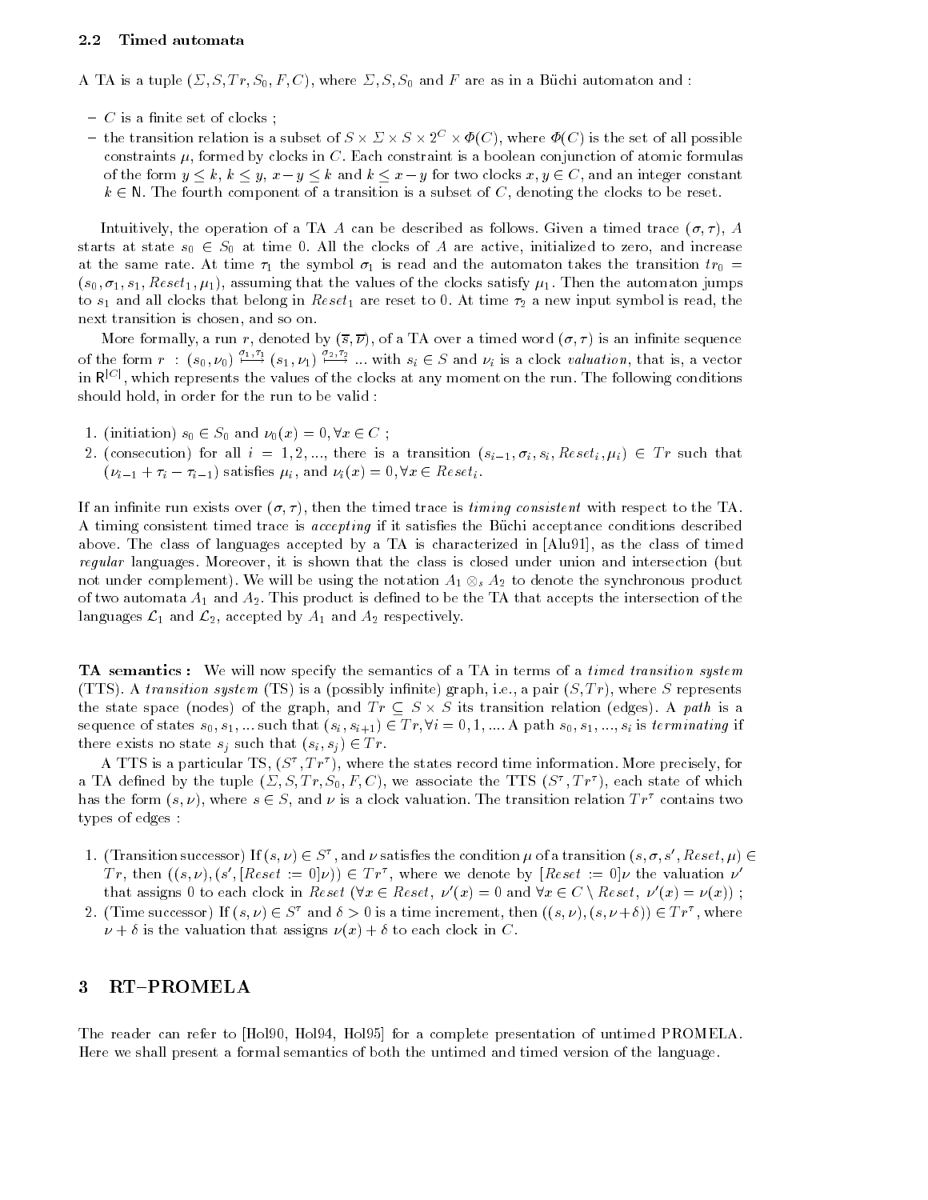## 2.2 Timed automata

A TA is a tuple $(\Sigma, S, Tr, S_0, F, C)$, where $\Sigma, S, S_0$ and $F$ are as in a Büchi automaton and :

- $C$ is a finite set of clocks ;
- the transition relation is a subset of $S \times \Sigma \times S \times 2^C \times \Phi(C)$, where $\Phi(C)$ is the set of all possible constraints $\mu$, formed by clocks in $C$. Each constraint is a boolean conjunction of atomic formulas of the form $y \leq k$, $k \leq y$, $x - y \leq k$ and $k \leq x - y$ for two clocks $x, y \in C$, and an integer constant $k \in \mathsf{N}$. The fourth component of a transition is a subset of $C$, denoting the clocks to be reset.

Intuitively, the operation of a TA $A$ can be described as follows. Given a timed trace $(\sigma, \tau)$, $A$ starts at state $s_0 \in S_0$ at time 0. All the clocks of $A$ are active, initialized to zero, and increase at the same rate. At time $\tau_1$ the symbol $\sigma_1$ is read and the automaton takes the transition $tr_0 = (s_0, \sigma_1, s_1, Reset_1, \mu_1)$, assuming that the values of the clocks satisfy $\mu_1$. Then the automaton jumps to $s_1$ and all clocks that belong in $Reset_1$ are reset to 0. At time $\tau_2$ a new input symbol is read, the next transition is chosen, and so on.

More formally, a run $r$, denoted by $(\overline{s}, \overline{\nu})$, of a TA over a timed word $(\sigma, \tau)$ is an infinite sequence of the form $r \ : \ (s_0, \nu_0) \overset{\sigma_1, \tau_1}{\longmapsto} (s_1, \nu_1) \overset{\sigma_2, \tau_2}{\longmapsto} \ldots$ with $s_i \in S$ and $\nu_i$ is a clock *valuation*, that is, a vector in $\mathsf{R}^{|C|}$, which represents the values of the clocks at any moment on the run. The following conditions should hold, in order for the run to be valid :

1. (initiation) $s_0 \in S_0$ and $\nu_0(x) = 0, \forall x \in C$ ;
2. (consecution) for all $i = 1, 2, \ldots$, there is a transition $(s_{i-1}, \sigma_i, s_i, Reset_i, \mu_i) \in Tr$ such that $(\nu_{i-1} + \tau_i - \tau_{i-1})$ satisfies $\mu_i$, and $\nu_i(x) = 0, \forall x \in Reset_i$.

If an infinite run exists over $(\sigma, \tau)$, then the timed trace is *timing consistent* with respect to the TA. A timing consistent timed trace is *accepting* if it satisfies the Büchi acceptance conditions described above. The class of languages accepted by a TA is characterized in [Alu91], as the class of timed *regular* languages. Moreover, it is shown that the class is closed under union and intersection (but not under complement). We will be using the notation $A_1 \otimes_s A_2$ to denote the synchronous product of two automata $A_1$ and $A_2$. This product is defined to be the TA that accepts the intersection of the languages $\mathcal{L}_1$ and $\mathcal{L}_2$, accepted by $A_1$ and $A_2$ respectively.

**TA semantics :** We will now specify the semantics of a TA in terms of a *timed transition system* (TTS). A *transition system* (TS) is a (possibly infinite) graph, i.e., a pair $(S, Tr)$, where $S$ represents the state space (nodes) of the graph, and $Tr \subseteq S \times S$ its transition relation (edges). A *path* is a sequence of states $s_0, s_1, \ldots$ such that $(s_i, s_{i+1}) \in Tr, \forall i = 0, 1, \ldots$. A path $s_0, s_1, \ldots, s_i$ is *terminating* if there exists no state $s_j$ such that $(s_i, s_j) \in Tr$.

A TTS is a particular TS, $(S^\tau, Tr^\tau)$, where the states record time information. More precisely, for a TA defined by the tuple $(\Sigma, S, Tr, S_0, F, C)$, we associate the TTS $(S^\tau, Tr^\tau)$, each state of which has the form $(s, \nu)$, where $s \in S$, and $\nu$ is a clock valuation. The transition relation $Tr^\tau$ contains two types of edges :

1. (Transition successor) If $(s, \nu) \in S^\tau$, and $\nu$ satisfies the condition $\mu$ of a transition $(s, \sigma, s', Reset, \mu) \in Tr$, then $((s, \nu), (s', [Reset := 0]\nu)) \in Tr^\tau$, where we denote by $[Reset := 0]\nu$ the valuation $\nu'$ that assigns 0 to each clock in $Reset$ ($\forall x \in Reset,\ \nu'(x) = 0$ and $\forall x \in C \setminus Reset,\ \nu'(x) = \nu(x)$) ;
2. (Time successor) If $(s, \nu) \in S^\tau$ and $\delta > 0$ is a time increment, then $((s, \nu), (s, \nu + \delta)) \in Tr^\tau$, where $\nu + \delta$ is the valuation that assigns $\nu(x) + \delta$ to each clock in $C$.

# 3 RT–PROMELA

The reader can refer to [Hol90, Hol94, Hol95] for a complete presentation of untimed PROMELA. Here we shall present a formal semantics of both the untimed and timed version of the language.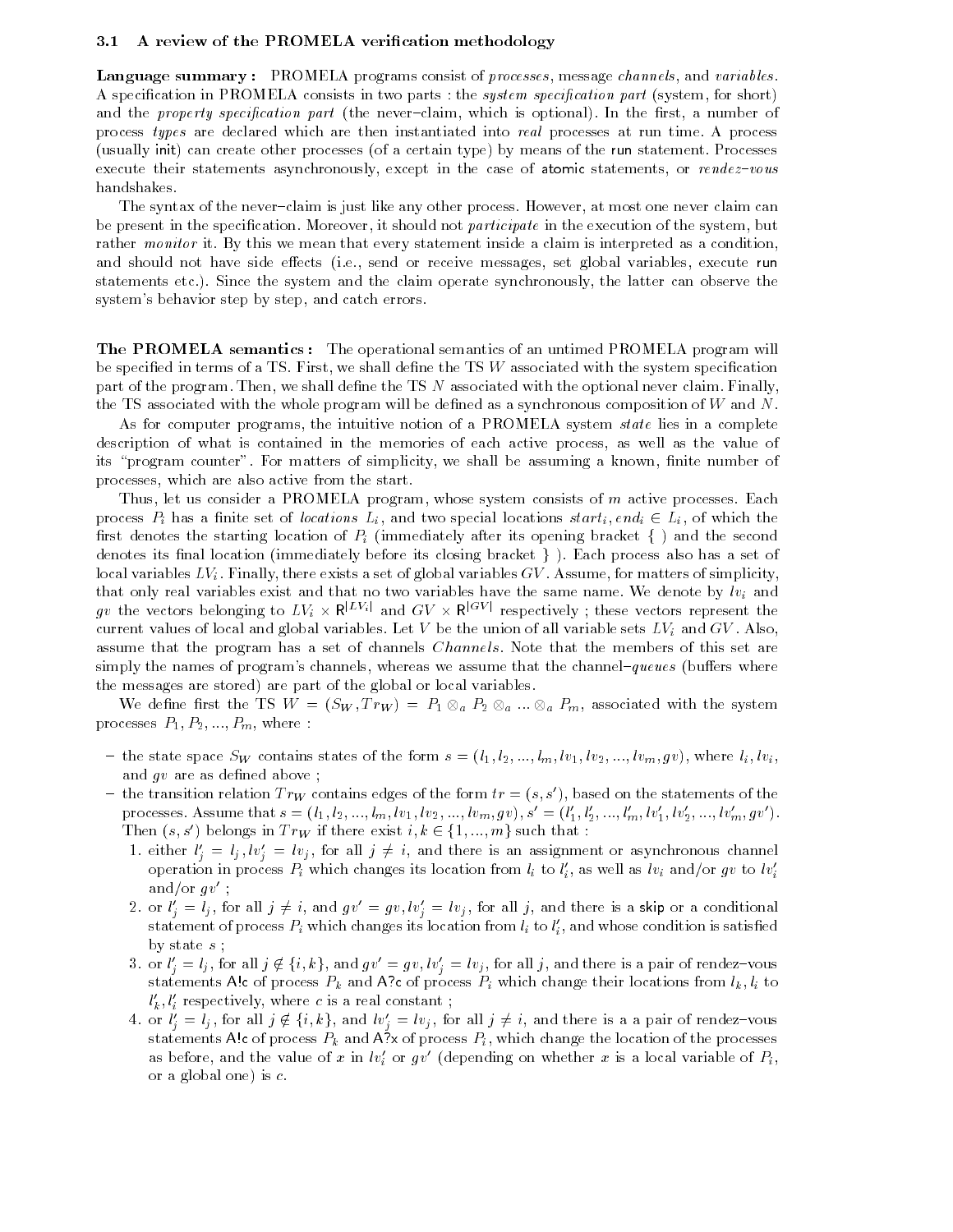### 3.1 A review of the PROMELA verification methodology

**Language summary :** PROMELA programs consist of *processes*, message *channels*, and *variables*. A specification in PROMELA consists in two parts : the *system specification part* (system, for short) and the *property specification part* (the never–claim, which is optional). In the first, a number of process *types* are declared which are then instantiated into *real* processes at run time. A process (usually init) can create other processes (of a certain type) by means of the run statement. Processes execute their statements asynchronously, except in the case of atomic statements, or *rendez–vous* handshakes.

The syntax of the never–claim is just like any other process. However, at most one never claim can be present in the specification. Moreover, it should not *participate* in the execution of the system, but rather *monitor* it. By this we mean that every statement inside a claim is interpreted as a condition, and should not have side effects (i.e., send or receive messages, set global variables, execute run statements etc.). Since the system and the claim operate synchronously, the latter can observe the system's behavior step by step, and catch errors.

**The PROMELA semantics :** The operational semantics of an untimed PROMELA program will be specified in terms of a TS. First, we shall define the TS $W$ associated with the system specification part of the program. Then, we shall define the TS $N$ associated with the optional never claim. Finally, the TS associated with the whole program will be defined as a synchronous composition of $W$ and $N$.

As for computer programs, the intuitive notion of a PROMELA system *state* lies in a complete description of what is contained in the memories of each active process, as well as the value of its "program counter". For matters of simplicity, we shall be assuming a known, finite number of processes, which are also active from the start.

Thus, let us consider a PROMELA program, whose system consists of $m$ active processes. Each process $P_i$ has a finite set of *locations* $L_i$, and two special locations $start_i, end_i \in L_i$, of which the first denotes the starting location of $P_i$ (immediately after its opening bracket { ) and the second denotes its final location (immediately before its closing bracket } ). Each process also has a set of local variables $LV_i$. Finally, there exists a set of global variables $GV$. Assume, for matters of simplicity, that only real variables exist and that no two variables have the same name. We denote by $lv_i$ and $gv$ the vectors belonging to $LV_i \times \mathsf{R}^{|LV_i|}$ and $GV \times \mathsf{R}^{|GV|}$ respectively ; these vectors represent the current values of local and global variables. Let $V$ be the union of all variable sets $LV_i$ and $GV$. Also, assume that the program has a set of channels $Channels$. Note that the members of this set are simply the names of program's channels, whereas we assume that the channel–*queues* (buffers where the messages are stored) are part of the global or local variables.

We define first the TS $W = (S_W, Tr_W) = P_1 \otimes_a P_2 \otimes_a \ldots \otimes_a P_m$, associated with the system processes $P_1, P_2, \ldots, P_m$, where :

- the state space $S_W$ contains states of the form $s = (l_1, l_2, \ldots, l_m, lv_1, lv_2, \ldots, lv_m, gv)$, where $l_i, lv_i$, and $gv$ are as defined above ;
- the transition relation $Tr_W$ contains edges of the form $tr = (s, s')$, based on the statements of the processes. Assume that $s = (l_1, l_2, \ldots, l_m, lv_1, lv_2, \ldots, lv_m, gv)$, $s' = (l'_1, l'_2, \ldots, l'_m, lv'_1, lv'_2, \ldots, lv'_m, gv')$. Then $(s, s')$ belongs in $Tr_W$ if there exist $i, k \in \{1, \ldots, m\}$ such that :
  1. either $l'_j = l_j, lv'_j = lv_j$, for all $j \neq i$, and there is an assignment or asynchronous channel operation in process $P_i$ which changes its location from $l_i$ to $l'_i$, as well as $lv_i$ and/or $gv$ to $lv'_i$ and/or $gv'$ ;
  2. or $l'_j = l_j$, for all $j \neq i$, and $gv' = gv, lv'_j = lv_j$, for all $j$, and there is a skip or a conditional statement of process $P_i$ which changes its location from $l_i$ to $l'_i$, and whose condition is satisfied by state $s$ ;
  3. or $l'_j = l_j$, for all $j \notin \{i, k\}$, and $gv' = gv, lv'_j = lv_j$, for all $j$, and there is a pair of rendez–vous statements A!c of process $P_k$ and A?c of process $P_i$ which change their locations from $l_k, l_i$ to $l'_k, l'_i$ respectively, where $c$ is a real constant ;
  4. or $l'_j = l_j$, for all $j \notin \{i, k\}$, and $lv'_j = lv_j$, for all $j \neq i$, and there is a a pair of rendez–vous statements A!c of process $P_k$ and A?x of process $P_i$, which change the location of the processes as before, and the value of $x$ in $lv'_i$ or $gv'$ (depending on whether $x$ is a local variable of $P_i$, or a global one) is $c$.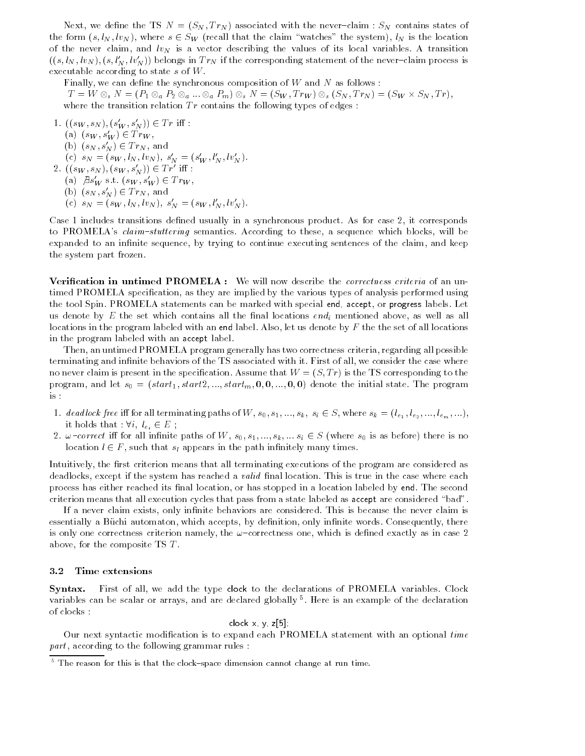Next, we define the TS $N = (S_N, Tr_N)$ associated with the never–claim : $S_N$ contains states of the form $(s, l_N, lv_N)$, where $s \in S_W$ (recall that the claim "watches" the system), $l_N$ is the location of the never claim, and $lv_N$ is a vector describing the values of its local variables. A transition $((s, l_N, lv_N), (s, l'_N, lv'_N))$ belongs in $Tr_N$ if the corresponding statement of the never–claim process is executable according to state $s$ of $W$.

Finally, we can define the synchronous composition of $W$ and $N$ as follows :

$T = W \otimes_s N = (P_1 \otimes_a P_2 \otimes_a ... \otimes_a P_m) \otimes_s N = (S_W, Tr_W) \otimes_s (S_N, Tr_N) = (S_W \times S_N, Tr)$,

where the transition relation $Tr$ contains the following types of edges :

1. $((s_W, s_N), (s'_W, s'_N)) \in Tr$ iff :
   (a) $(s_W, s'_W) \in Tr_W$,
   (b) $(s_N, s'_N) \in Tr_N$, and
   (c) $s_N = (s_W, l_N, lv_N)$, $s'_N = (s'_W, l'_N, lv'_N)$.
2. $((s_W, s_N), (s_W, s'_N)) \in Tr'$ iff :
   (a) $\not\exists s'_W$ s.t. $(s_W, s'_W) \in Tr_W$,
   (b) $(s_N, s'_N) \in Tr_N$, and
   (c) $s_N = (s_W, l_N, lv_N)$, $s'_N = (s_W, l'_N, lv'_N)$.

Case 1 includes transitions defined usually in a synchronous product. As for case 2, it corresponds to PROMELA's *claim–stuttering* semantics. According to these, a sequence which blocks, will be expanded to an infinite sequence, by trying to continue executing sentences of the claim, and keep the system part frozen.

**Verification in untimed PROMELA :** We will now describe the *correctness criteria* of an untimed PROMELA specification, as they are implied by the various types of analysis performed using the tool Spin. PROMELA statements can be marked with special end, accept, or progress labels. Let us denote by $E$ the set which contains all the final locations $end_i$ mentioned above, as well as all locations in the program labeled with an end label. Also, let us denote by $F$ the the set of all locations in the program labeled with an accept label.

Then, an untimed PROMELA program generally has two correctness criteria, regarding all possible terminating and infinite behaviors of the TS associated with it. First of all, we consider the case where no never claim is present in the specification. Assume that $W = (S, Tr)$ is the TS corresponding to the program, and let $s_0 = (start_1, start2, ..., start_m, \mathbf{0}, \mathbf{0}, ..., \mathbf{0}, \mathbf{0})$ denote the initial state. The program is :

1. *deadlock free* iff for all terminating paths of $W$, $s_0, s_1, ..., s_k$, $s_i \in S$, where $s_k = (l_{e_1}, l_{e_2}, ..., l_{e_m}, ...)$, it holds that : $\forall i,\ l_{e_i} \in E$ ;
2. $\omega$*–correct* iff for all infinite paths of $W$, $s_0, s_1, ..., s_k, ...$ $s_i \in S$ (where $s_0$ is as before) there is no location $l \in F$, such that $s_l$ appears in the path infinitely many times.

Intuitively, the first criterion means that all terminating executions of the program are considered as deadlocks, except if the system has reached a *valid* final location. This is true in the case where each process has either reached its final location, or has stopped in a location labeled by end. The second criterion means that all execution cycles that pass from a state labeled as accept are considered "bad".

If a never claim exists, only infinite behaviors are considered. This is because the never claim is essentially a Büchi automaton, which accepts, by definition, only infinite words. Consequently, there is only one correctness criterion namely, the $\omega$–correctness one, which is defined exactly as in case 2 above, for the composite TS $T$.

### 3.2 Time extensions

**Syntax.** First of all, we add the type clock to the declarations of PROMELA variables. Clock variables can be scalar or arrays, and are declared globally [5]. Here is an example of the declaration of clocks :

```
clock x, y, z[5];
```

Our next syntactic modification is to expand each PROMELA statement with an optional *time part*, according to the following grammar rules :

[5] The reason for this is that the clock–space dimension cannot change at run time.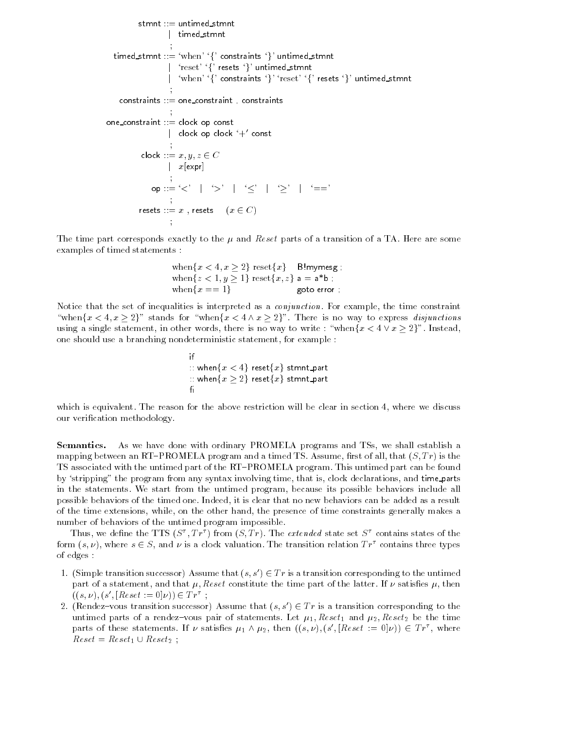```
          stmnt ::= untimed_stmnt
                  | timed_stmnt
                  ;
    timed_stmnt ::= 'when' '{' constraints '}' untimed_stmnt
                  | 'reset' '{' resets '}' untimed_stmnt
                  | 'when' '{' constraints '}' 'reset' '{' resets '}' untimed_stmnt
                  ;
    constraints ::= one_constraint , constraints
                  ;
 one_constraint ::= clock op const
                  | clock op clock '+' const
                  ;
          clock ::= x, y, z ∈ C
                  | x[expr]
                  ;
             op ::= '<' | '>' | '≤' | '≥' | '=='
                  ;
         resets ::= x , resets    (x ∈ C)
                  ;
```

The time part corresponds exactly to the $\mu$ and *Reset* parts of a transition of a TA. Here are some examples of timed statements :

```
when{x < 4, x ≥ 2} reset{x}     B!mymesg ;
when{z < 1, y ≥ 1} reset{x, z}  a = a*b ;
when{x == 1}                    goto error ;
```

Notice that the set of inequalities is interpreted as a *conjunction*. For example, the time constraint "when$\{x < 4, x \geq 2\}$" stands for "when$\{x < 4 \wedge x \geq 2\}$". There is no way to express *disjunctions* using a single statement, in other words, there is no way to write : "when$\{x < 4 \vee x \geq 2\}$". Instead, one should use a branching nondeterministic statement, for example :

```
if
:: when{x < 4} reset{x} stmnt_part
:: when{x ≥ 2} reset{x} stmnt_part
fi
```

which is equivalent. The reason for the above restriction will be clear in section 4, where we discuss our verification methodology.

**Semantics.** As we have done with ordinary PROMELA programs and TSs, we shall establish a mapping between an RT–PROMELA program and a timed TS. Assume, first of all, that $(S, Tr)$ is the TS associated with the untimed part of the RT–PROMELA program. This untimed part can be found by 'stripping" the program from any syntax involving time, that is, clock declarations, and time_parts in the statements. We start from the untimed program, because its possible behaviors include all possible behaviors of the timed one. Indeed, it is clear that no new behaviors can be added as a result of the time extensions, while, on the other hand, the presence of time constraints generally makes a number of behaviors of the untimed program impossible.

Thus, we define the TTS $(S^\tau, Tr^\tau)$ from $(S, Tr)$. The *extended* state set $S^\tau$ contains states of the form $(s, \nu)$, where $s \in S$, and $\nu$ is a clock valuation. The transition relation $Tr^\tau$ contains three types of edges :

1. (Simple transition successor) Assume that $(s, s') \in Tr$ is a transition corresponding to the untimed part of a statement, and that $\mu, Reset$ constitute the time part of the latter. If $\nu$ satisfies $\mu$, then $((s, \nu), (s', [Reset := 0]\nu)) \in Tr^\tau$ ;
2. (Rendez–vous transition successor) Assume that $(s, s') \in Tr$ is a transition corresponding to the untimed parts of a rendez–vous pair of statements. Let $\mu_1, Reset_1$ and $\mu_2, Reset_2$ be the time parts of these statements. If $\nu$ satisfies $\mu_1 \wedge \mu_2$, then $((s, \nu), (s', [Reset := 0]\nu)) \in Tr^\tau$, where $Reset = Reset_1 \cup Reset_2$ ;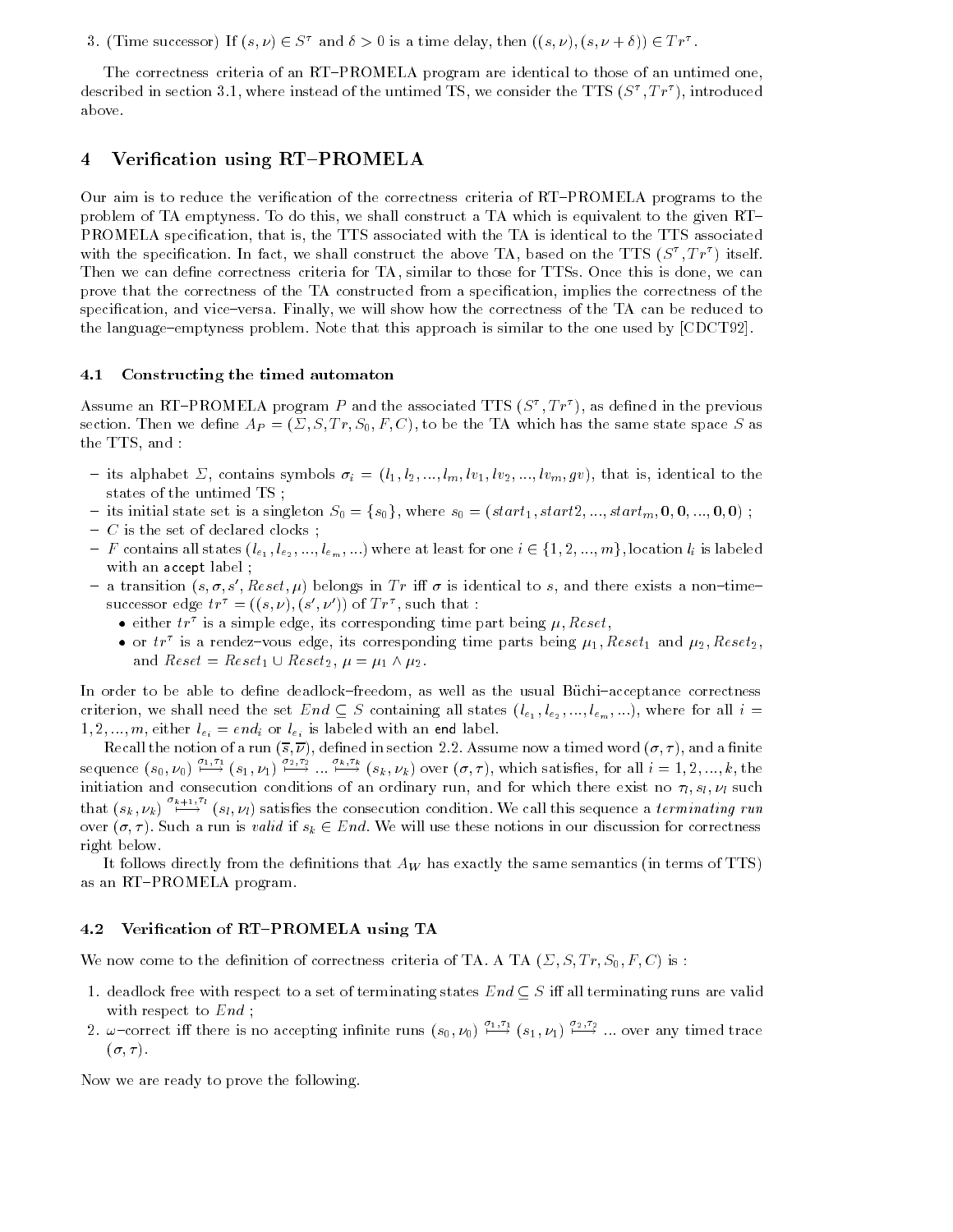3. (Time successor) If $(s, \nu) \in S^\tau$ and $\delta > 0$ is a time delay, then $((s, \nu), (s, \nu + \delta)) \in Tr^\tau$.

The correctness criteria of an RT–PROMELA program are identical to those of an untimed one, described in section 3.1, where instead of the untimed TS, we consider the TTS $(S^\tau, Tr^\tau)$, introduced above.

# 4 Verification using RT–PROMELA

Our aim is to reduce the verification of the correctness criteria of RT–PROMELA programs to the problem of TA emptyness. To do this, we shall construct a TA which is equivalent to the given RT–PROMELA specification, that is, the TTS associated with the TA is identical to the TTS associated with the specification. In fact, we shall construct the above TA, based on the TTS $(S^\tau, Tr^\tau)$ itself. Then we can define correctness criteria for TA, similar to those for TTSs. Once this is done, we can prove that the correctness of the TA constructed from a specification, implies the correctness of the specification, and vice–versa. Finally, we will show how the correctness of the TA can be reduced to the language–emptyness problem. Note that this approach is similar to the one used by [CDCT92].

## 4.1 Constructing the timed automaton

Assume an RT–PROMELA program $P$ and the associated TTS $(S^\tau, Tr^\tau)$, as defined in the previous section. Then we define $A_P = (\Sigma, S, Tr, S_0, F, C)$, to be the TA which has the same state space $S$ as the TTS, and :

- its alphabet $\Sigma$, contains symbols $\sigma_i = (l_1, l_2, ..., l_m, lv_1, lv_2, ..., lv_m, gv)$, that is, identical to the states of the untimed TS ;
- its initial state set is a singleton $S_0 = \{s_0\}$, where $s_0 = (start_1, start2, ..., start_m, \mathbf{0}, \mathbf{0}, ..., \mathbf{0}, \mathbf{0})$ ;
- $C$ is the set of declared clocks ;
- $F$ contains all states $(l_{e_1}, l_{e_2}, ..., l_{e_m}, ...)$ where at least for one $i \in \{1, 2, ..., m\}$, location $l_i$ is labeled with an accept label ;
- a transition $(s, \sigma, s', Reset, \mu)$ belongs in $Tr$ iff $\sigma$ is identical to $s$, and there exists a non–time–successor edge $tr^\tau = ((s, \nu), (s', \nu'))$ of $Tr^\tau$, such that :
  - either $tr^\tau$ is a simple edge, its corresponding time part being $\mu, Reset$,
  - or $tr^\tau$ is a rendez–vous edge, its corresponding time parts being $\mu_1, Reset_1$ and $\mu_2, Reset_2$, and $Reset = Reset_1 \cup Reset_2$, $\mu = \mu_1 \wedge \mu_2$.

In order to be able to define deadlock–freedom, as well as the usual Büchi–acceptance correctness criterion, we shall need the set $End \subseteq S$ containing all states $(l_{e_1}, l_{e_2}, ..., l_{e_m}, ...)$, where for all $i = 1, 2, ..., m$, either $l_{e_i} = end_i$ or $l_{e_i}$ is labeled with an end label.

Recall the notion of a run $(\overline{s}, \overline{\nu})$, defined in section 2.2. Assume now a timed word $(\sigma, \tau)$, and a finite sequence $(s_0, \nu_0) \overset{\sigma_1, \tau_1}{\longmapsto} (s_1, \nu_1) \overset{\sigma_2, \tau_2}{\longmapsto} ... \overset{\sigma_k, \tau_k}{\longmapsto} (s_k, \nu_k)$ over $(\sigma, \tau)$, which satisfies, for all $i = 1, 2, ..., k$, the initiation and consecution conditions of an ordinary run, and for which there exist no $\tau_l, s_l, \nu_l$ such that $(s_k, \nu_k) \overset{\sigma_{k+1}, \tau_l}{\longmapsto} (s_l, \nu_l)$ satisfies the consecution condition. We call this sequence a *terminating run* over $(\sigma, \tau)$. Such a run is *valid* if $s_k \in End$. We will use these notions in our discussion for correctness right below.

It follows directly from the definitions that $A_W$ has exactly the same semantics (in terms of TTS) as an RT–PROMELA program.

## 4.2 Verification of RT–PROMELA using TA

We now come to the definition of correctness criteria of TA. A TA $(\Sigma, S, Tr, S_0, F, C)$ is :

1. deadlock free with respect to a set of terminating states $End \subseteq S$ iff all terminating runs are valid with respect to $End$ ;
2. $\omega$–correct iff there is no accepting infinite runs $(s_0, \nu_0) \overset{\sigma_1, \tau_1}{\longmapsto} (s_1, \nu_1) \overset{\sigma_2, \tau_2}{\longmapsto} ...$ over any timed trace $(\sigma, \tau)$.

Now we are ready to prove the following.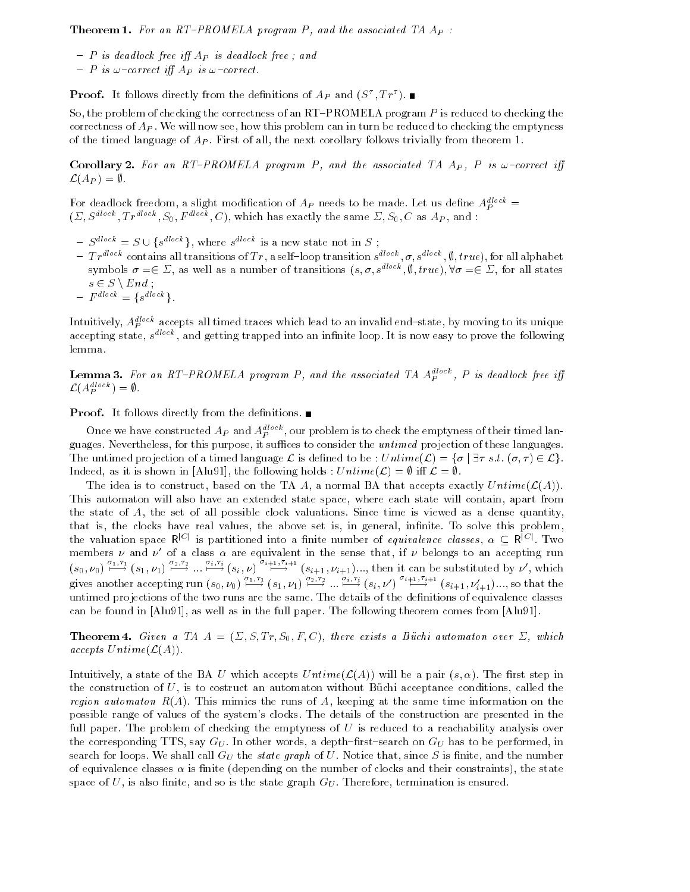**Theorem 1.** *For an RT–PROMELA program $P$, and the associated TA $A_P$ :*

- *$P$ is deadlock free iff $A_P$ is deadlock free ; and*
- *$P$ is $\omega$–correct iff $A_P$ is $\omega$–correct.*

**Proof.** It follows directly from the definitions of $A_P$ and $(S^\tau, Tr^\tau)$. ■

So, the problem of checking the correctness of an RT–PROMELA program $P$ is reduced to checking the correctness of $A_P$. We will now see, how this problem can in turn be reduced to checking the emptyness of the timed language of $A_P$. First of all, the next corollary follows trivially from theorem 1.

**Corollary 2.** *For an RT–PROMELA program $P$, and the associated TA $A_P$, $P$ is $\omega$–correct iff $\mathcal{L}(A_P) = \emptyset$.*

For deadlock freedom, a slight modification of $A_P$ needs to be made. Let us define $A_P^{dlock} = (\Sigma, S^{dlock}, Tr^{dlock}, S_0, F^{dlock}, C)$, which has exactly the same $\Sigma, S_0, C$ as $A_P$, and :

- $S^{dlock} = S \cup \{s^{dlock}\}$, where $s^{dlock}$ is a new state not in $S$ ;
- $Tr^{dlock}$ contains all transitions of $Tr$, a self–loop transition $s^{dlock}, \sigma, s^{dlock}, \emptyset, true)$, for all alphabet symbols $\sigma =\in \Sigma$, as well as a number of transitions $(s, \sigma, s^{dlock}, \emptyset, true), \forall \sigma =\in \Sigma$, for all states $s \in S \setminus End$ ;
- $F^{dlock} = \{s^{dlock}\}$.

Intuitively, $A_P^{dlock}$ accepts all timed traces which lead to an invalid end–state, by moving to its unique accepting state, $s^{dlock}$, and getting trapped into an infinite loop. It is now easy to prove the following lemma.

**Lemma 3.** *For an RT–PROMELA program $P$, and the associated TA $A_P^{dlock}$, $P$ is deadlock free iff $\mathcal{L}(A_P^{dlock}) = \emptyset$.*

**Proof.** It follows directly from the definitions. ■

Once we have constructed $A_P$ and $A_P^{dlock}$, our problem is to check the emptyness of their timed languages. Nevertheless, for this purpose, it suffices to consider the *untimed* projection of these languages. The untimed projection of a timed language $\mathcal{L}$ is defined to be : $Untime(\mathcal{L}) = \{\sigma \mid \exists \tau \ s.t. \ (\sigma, \tau) \in \mathcal{L}\}$. Indeed, as it is shown in [Alu91], the following holds : $Untime(\mathcal{L}) = \emptyset$ iff $\mathcal{L} = \emptyset$.

The idea is to construct, based on the TA $A$, a normal BA that accepts exactly $Untime(\mathcal{L}(A))$. This automaton will also have an extended state space, where each state will contain, apart from the state of $A$, the set of all possible clock valuations. Since time is viewed as a dense quantity, that is, the clocks have real values, the above set is, in general, infinite. To solve this problem, the valuation space $\mathsf{R}^{|C|}$ is partitioned into a finite number of *equivalence classes*, $\alpha \subseteq \mathsf{R}^{|C|}$. Two members $\nu$ and $\nu'$ of a class $\alpha$ are equivalent in the sense that, if $\nu$ belongs to an accepting run $(s_0, \nu_0) \overset{\sigma_1, \tau_1}{\longmapsto} (s_1, \nu_1) \overset{\sigma_2, \tau_2}{\longmapsto} ... \overset{\sigma_i, \tau_i}{\longmapsto} (s_i, \nu) \overset{\sigma_{i+1}, \tau_{i+1}}{\longmapsto} (s_{i+1}, \nu_{i+1})...$, then it can be substituted by $\nu'$, which gives another accepting run $(s_0, \nu_0) \overset{\sigma_1, \tau_1}{\longmapsto} (s_1, \nu_1) \overset{\sigma_2, \tau_2}{\longmapsto} ... \overset{\sigma_i, \tau_i}{\longmapsto} (s_i, \nu') \overset{\sigma_{i+1}, \tau_{i+1}}{\longmapsto} (s_{i+1}, \nu'_{i+1})...$, so that the untimed projections of the two runs are the same. The details of the definitions of equivalence classes can be found in [Alu91], as well as in the full paper. The following theorem comes from [Alu91].

**Theorem 4.** *Given a TA $A = (\Sigma, S, Tr, S_0, F, C)$, there exists a Büchi automaton over $\Sigma$, which accepts $Untime(\mathcal{L}(A))$.*

Intuitively, a state of the BA $U$ which accepts $Untime(\mathcal{L}(A))$ will be a pair $(s, \alpha)$. The first step in the construction of $U$, is to costruct an automaton without Büchi acceptance conditions, called the *region automaton* $R(A)$. This mimics the runs of $A$, keeping at the same time information on the possible range of values of the system's clocks. The details of the construction are presented in the full paper. The problem of checking the emptyness of $U$ is reduced to a reachability analysis over the corresponding TTS, say $G_U$. In other words, a depth–first–search on $G_U$ has to be performed, in search for loops. We shall call $G_U$ the *state graph* of $U$. Notice that, since $S$ is finite, and the number of equivalence classes $\alpha$ is finite (depending on the number of clocks and their constraints), the state space of $U$, is also finite, and so is the state graph $G_U$. Therefore, termination is ensured.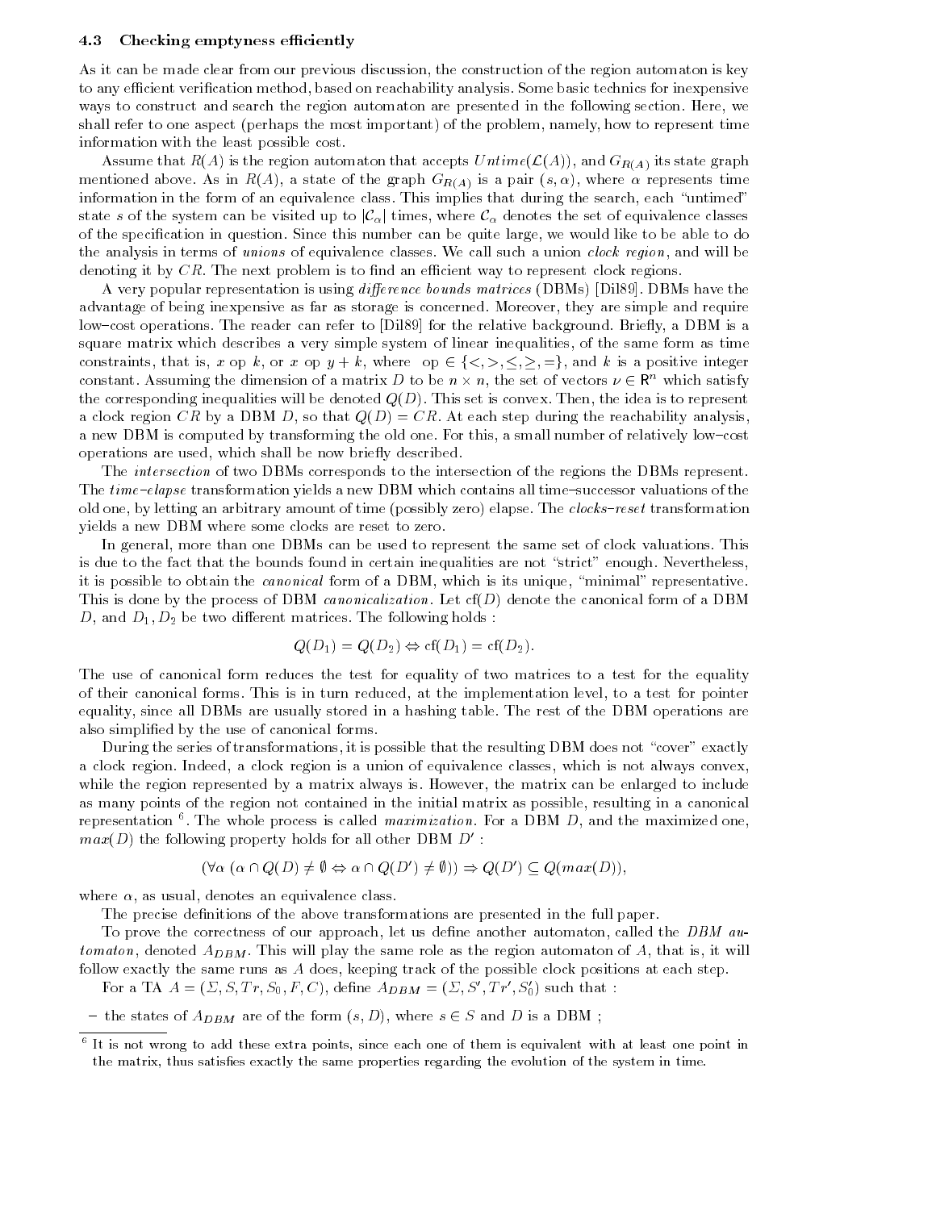### 4.3 Checking emptyness efficiently

As it can be made clear from our previous discussion, the construction of the region automaton is key to any efficient verification method, based on reachability analysis. Some basic technics for inexpensive ways to construct and search the region automaton are presented in the following section. Here, we shall refer to one aspect (perhaps the most important) of the problem, namely, how to represent time information with the least possible cost.

Assume that $R(A)$ is the region automaton that accepts $Untime(\mathcal{L}(A))$, and $G_{R(A)}$ its state graph mentioned above. As in $R(A)$, a state of the graph $G_{R(A)}$ is a pair $(s, \alpha)$, where $\alpha$ represents time information in the form of an equivalence class. This implies that during the search, each "untimed" state $s$ of the system can be visited up to $|\mathcal{C}_\alpha|$ times, where $\mathcal{C}_\alpha$ denotes the set of equivalence classes of the specification in question. Since this number can be quite large, we would like to be able to do the analysis in terms of *unions* of equivalence classes. We call such a union *clock region*, and will be denoting it by $CR$. The next problem is to find an efficient way to represent clock regions.

A very popular representation is using *difference bounds matrices* (DBMs) [Dil89]. DBMs have the advantage of being inexpensive as far as storage is concerned. Moreover, they are simple and require low–cost operations. The reader can refer to [Dil89] for the relative background. Briefly, a DBM is a square matrix which describes a very simple system of linear inequalities, of the same form as time constraints, that is, $x$ op $k$, or $x$ op $y + k$, where op $\in \{<, >, \leq, \geq, =\}$, and $k$ is a positive integer constant. Assuming the dimension of a matrix $D$ to be $n \times n$, the set of vectors $\nu \in \mathsf{R}^n$ which satisfy the corresponding inequalities will be denoted $Q(D)$. This set is convex. Then, the idea is to represent a clock region $CR$ by a DBM $D$, so that $Q(D) = CR$. At each step during the reachability analysis, a new DBM is computed by transforming the old one. For this, a small number of relatively low–cost operations are used, which shall be now briefly described.

The *intersection* of two DBMs corresponds to the intersection of the regions the DBMs represent. The *time–elapse* transformation yields a new DBM which contains all time–successor valuations of the old one, by letting an arbitrary amount of time (possibly zero) elapse. The *clocks–reset* transformation yields a new DBM where some clocks are reset to zero.

In general, more than one DBMs can be used to represent the same set of clock valuations. This is due to the fact that the bounds found in certain inequalities are not "strict" enough. Nevertheless, it is possible to obtain the *canonical* form of a DBM, which is its unique, "minimal" representative. This is done by the process of DBM *canonicalization*. Let $\mathrm{cf}(D)$ denote the canonical form of a DBM $D$, and $D_1, D_2$ be two different matrices. The following holds :

$$Q(D_1) = Q(D_2) \Leftrightarrow \mathrm{cf}(D_1) = \mathrm{cf}(D_2).$$

The use of canonical form reduces the test for equality of two matrices to a test for the equality of their canonical forms. This is in turn reduced, at the implementation level, to a test for pointer equality, since all DBMs are usually stored in a hashing table. The rest of the DBM operations are also simplified by the use of canonical forms.

During the series of transformations, it is possible that the resulting DBM does not "cover" exactly a clock region. Indeed, a clock region is a union of equivalence classes, which is not always convex, while the region represented by a matrix always is. However, the matrix can be enlarged to include as many points of the region not contained in the initial matrix as possible, resulting in a canonical representation [6]. The whole process is called *maximization*. For a DBM $D$, and the maximized one, $max(D)$ the following property holds for all other DBM $D'$ :

$$(\forall \alpha \; (\alpha \cap Q(D) \neq \emptyset \Leftrightarrow \alpha \cap Q(D') \neq \emptyset)) \Rightarrow Q(D') \subseteq Q(max(D)),$$

where $\alpha$, as usual, denotes an equivalence class.

The precise definitions of the above transformations are presented in the full paper.

To prove the correctness of our approach, let us define another automaton, called the *DBM automaton*, denoted $A_{DBM}$. This will play the same role as the region automaton of $A$, that is, it will follow exactly the same runs as $A$ does, keeping track of the possible clock positions at each step.

For a TA $A = (\Sigma, S, Tr, S_0, F, C)$, define $A_{DBM} = (\Sigma, S', Tr', S'_0)$ such that :

– the states of $A_{DBM}$ are of the form $(s, D)$, where $s \in S$ and $D$ is a DBM ;

[6] It is not wrong to add these extra points, since each one of them is equivalent with at least one point in the matrix, thus satisfies exactly the same properties regarding the evolution of the system in time.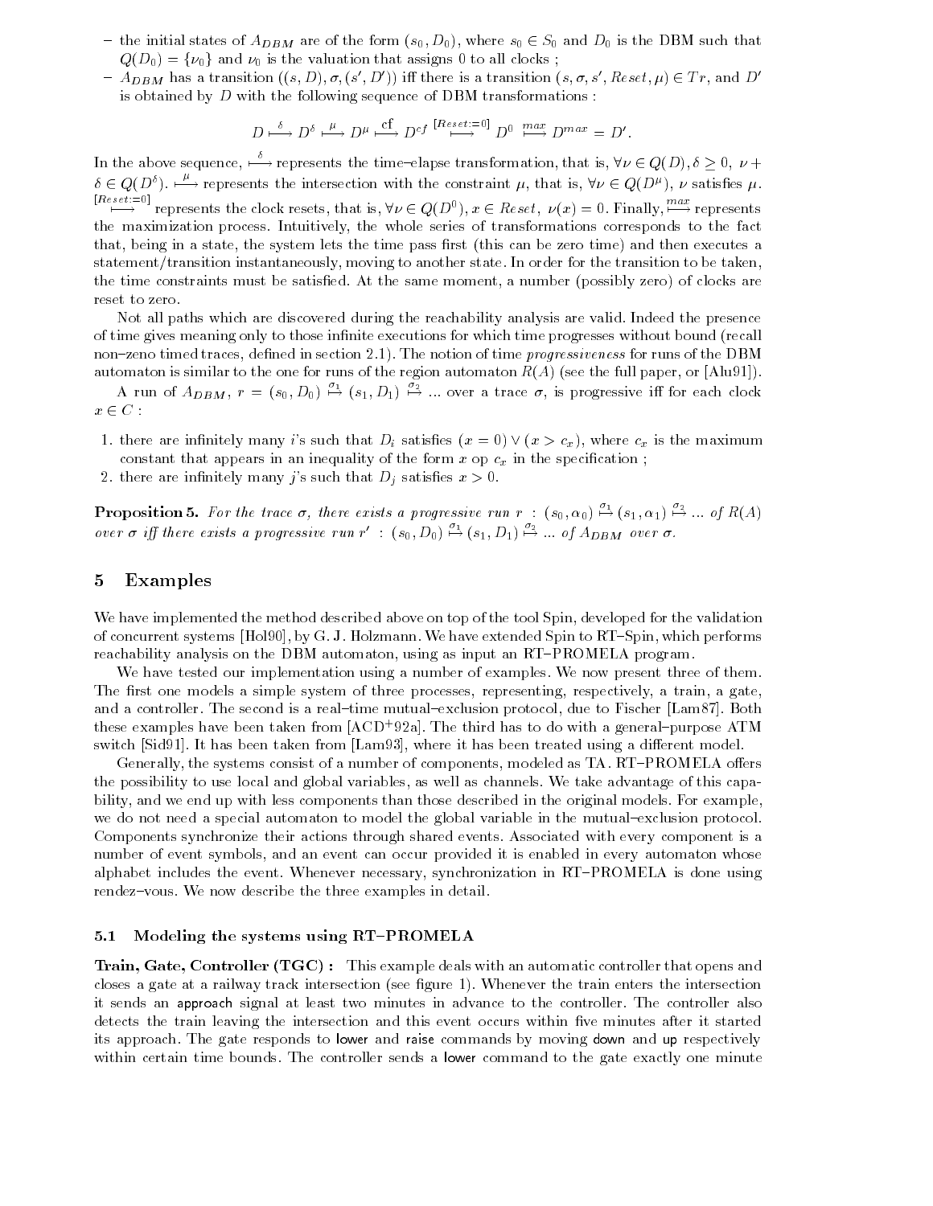- the initial states of $A_{DBM}$ are of the form $(s_0, D_0)$, where $s_0 \in S_0$ and $D_0$ is the DBM such that $Q(D_0) = \{\nu_0\}$ and $\nu_0$ is the valuation that assigns 0 to all clocks ;
- $A_{DBM}$ has a transition $((s, D), \sigma, (s', D'))$ iff there is a transition $(s, \sigma, s', Reset, \mu) \in Tr$, and $D'$ is obtained by $D$ with the following sequence of DBM transformations :

$$D \overset{\delta}{\longmapsto} D^{\delta} \overset{\mu}{\longmapsto} D^{\mu} \overset{\text{cf}}{\longmapsto} D^{cf} \overset{[Reset:=0]}{\longmapsto} D^0 \overset{max}{\longmapsto} D^{max} = D'.$$

In the above sequence, $\overset{\delta}{\longmapsto}$ represents the time–elapse transformation, that is, $\forall \nu \in Q(D), \delta \geq 0,\ \nu + \delta \in Q(D^{\delta})$. $\overset{\mu}{\longmapsto}$ represents the intersection with the constraint $\mu$, that is, $\forall \nu \in Q(D^{\mu})$, $\nu$ satisfies $\mu$. $\overset{[Reset:=0]}{\longmapsto}$ represents the clock resets, that is, $\forall \nu \in Q(D^0), x \in Reset,\ \nu(x) = 0$. Finally, $\overset{max}{\longmapsto}$ represents the maximization process. Intuitively, the whole series of transformations corresponds to the fact that, being in a state, the system lets the time pass first (this can be zero time) and then executes a statement/transition instantaneously, moving to another state. In order for the transition to be taken, the time constraints must be satisfied. At the same moment, a number (possibly zero) of clocks are reset to zero.

Not all paths which are discovered during the reachability analysis are valid. Indeed the presence of time gives meaning only to those infinite executions for which time progresses without bound (recall non–zeno timed traces, defined in section 2.1). The notion of time *progressiveness* for runs of the DBM automaton is similar to the one for runs of the region automaton $R(A)$ (see the full paper, or [Alu91]).

A run of $A_{DBM}$, $r = (s_0, D_0) \overset{\sigma_1}{\mapsto} (s_1, D_1) \overset{\sigma_2}{\mapsto} \ldots$ over a trace $\sigma$, is progressive iff for each clock $x \in C$ :

1. there are infinitely many $i$'s such that $D_i$ satisfies $(x = 0) \vee (x > c_x)$, where $c_x$ is the maximum constant that appears in an inequality of the form $x$ op $c_x$ in the specification ;
2. there are infinitely many $j$'s such that $D_j$ satisfies $x > 0$.

**Proposition 5.** *For the trace $\sigma$, there exists a progressive run $r\ :\ (s_0, \alpha_0) \overset{\sigma_1}{\mapsto} (s_1, \alpha_1) \overset{\sigma_2}{\mapsto} \ldots$ of $R(A)$ over $\sigma$ iff there exists a progressive run $r'\ :\ (s_0, D_0) \overset{\sigma_1}{\mapsto} (s_1, D_1) \overset{\sigma_2}{\mapsto} \ldots$ of $A_{DBM}$ over $\sigma$.*

## 5 Examples

We have implemented the method described above on top of the tool Spin, developed for the validation of concurrent systems [Hol90], by G. J. Holzmann. We have extended Spin to RT–Spin, which performs reachability analysis on the DBM automaton, using as input an RT–PROMELA program.

We have tested our implementation using a number of examples. We now present three of them. The first one models a simple system of three processes, representing, respectively, a train, a gate, and a controller. The second is a real–time mutual–exclusion protocol, due to Fischer [Lam87]. Both these examples have been taken from [ACD+92a]. The third has to do with a general–purpose ATM switch [Sid91]. It has been taken from [Lam93], where it has been treated using a different model.

Generally, the systems consist of a number of components, modeled as TA. RT–PROMELA offers the possibility to use local and global variables, as well as channels. We take advantage of this capability, and we end up with less components than those described in the original models. For example, we do not need a special automaton to model the global variable in the mutual–exclusion protocol. Components synchronize their actions through shared events. Associated with every component is a number of event symbols, and an event can occur provided it is enabled in every automaton whose alphabet includes the event. Whenever necessary, synchronization in RT–PROMELA is done using rendez–vous. We now describe the three examples in detail.

### 5.1 Modeling the systems using RT–PROMELA

**Train, Gate, Controller (TGC) :** This example deals with an automatic controller that opens and closes a gate at a railway track intersection (see figure 1). Whenever the train enters the intersection it sends an approach signal at least two minutes in advance to the controller. The controller also detects the train leaving the intersection and this event occurs within five minutes after it started its approach. The gate responds to lower and raise commands by moving down and up respectively within certain time bounds. The controller sends a lower command to the gate exactly one minute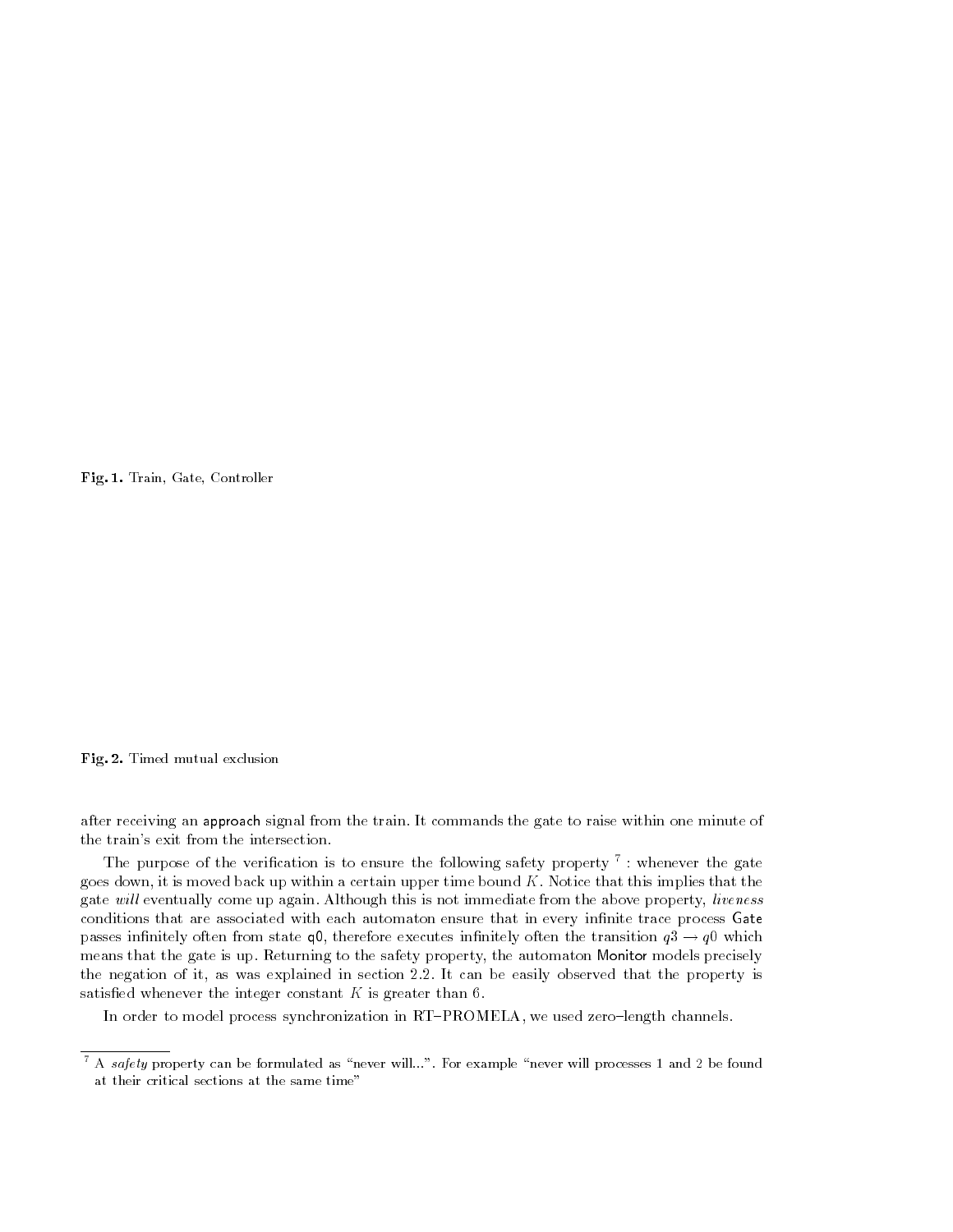**Fig. 1.** Train, Gate, Controller

**Fig. 2.** Timed mutual exclusion

after receiving an approach signal from the train. It commands the gate to raise within one minute of the train's exit from the intersection.

The purpose of the verification is to ensure the following safety property [7] : whenever the gate goes down, it is moved back up within a certain upper time bound $K$. Notice that this implies that the gate *will* eventually come up again. Although this is not immediate from the above property, *liveness* conditions that are associated with each automaton ensure that in every infinite trace process Gate passes infinitely often from state q0, therefore executes infinitely often the transition $q3 \rightarrow q0$ which means that the gate is up. Returning to the safety property, the automaton Monitor models precisely the negation of it, as was explained in section 2.2. It can be easily observed that the property is satisfied whenever the integer constant $K$ is greater than 6.

In order to model process synchronization in RT–PROMELA, we used zero–length channels.

[7] A *safety* property can be formulated as "never will...". For example "never will processes 1 and 2 be found at their critical sections at the same time"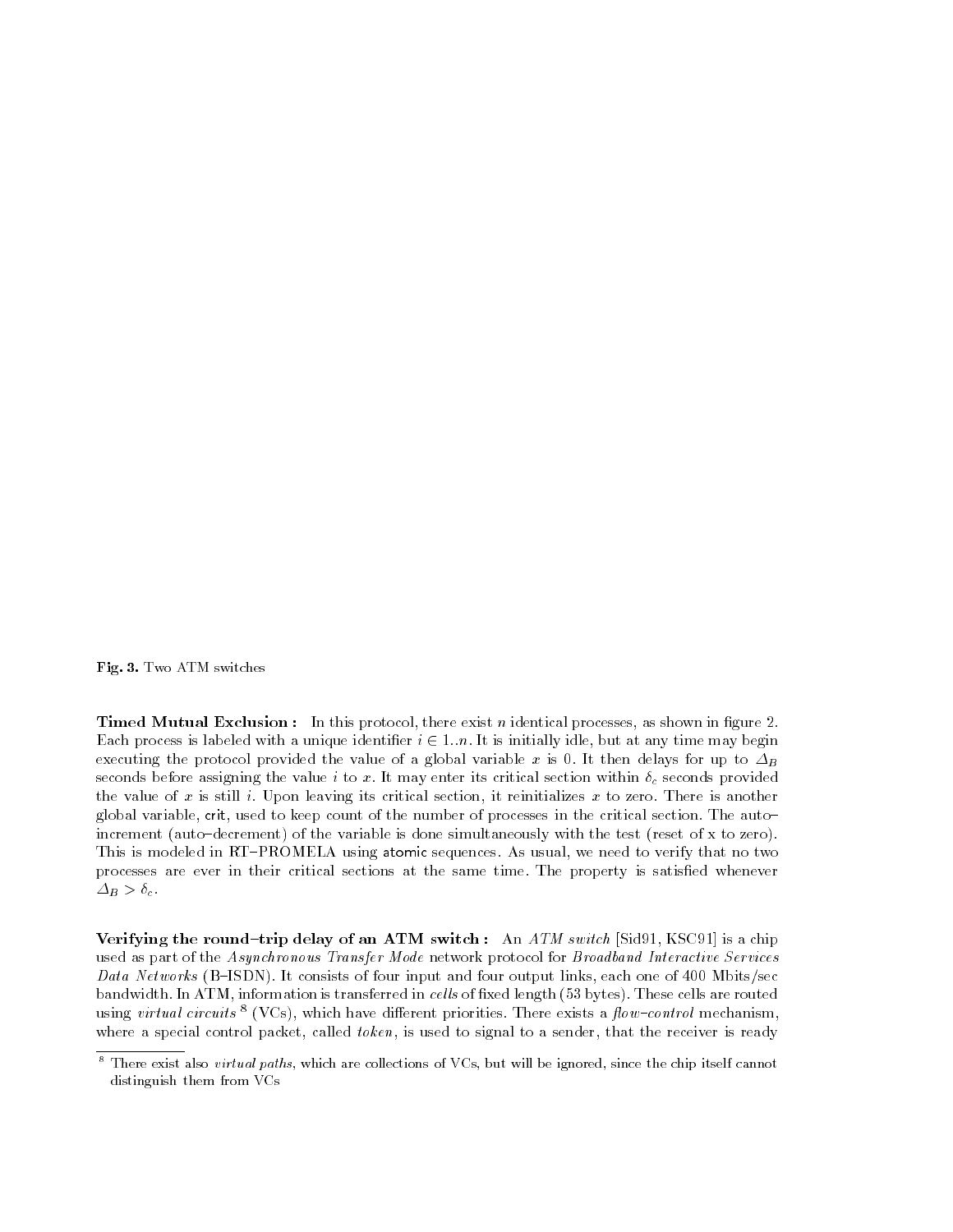**Fig. 3.** Two ATM switches

**Timed Mutual Exclusion :** In this protocol, there exist $n$ identical processes, as shown in figure 2. Each process is labeled with a unique identifier $i \in 1..n$. It is initially idle, but at any time may begin executing the protocol provided the value of a global variable $x$ is 0. It then delays for up to $\Delta_B$ seconds before assigning the value $i$ to $x$. It may enter its critical section within $\delta_c$ seconds provided the value of $x$ is still $i$. Upon leaving its critical section, it reinitializes $x$ to zero. There is another global variable, crit, used to keep count of the number of processes in the critical section. The auto–increment (auto–decrement) of the variable is done simultaneously with the test (reset of x to zero). This is modeled in RT–PROMELA using atomic sequences. As usual, we need to verify that no two processes are ever in their critical sections at the same time. The property is satisfied whenever $\Delta_B > \delta_c$.

**Verifying the round–trip delay of an ATM switch :** An *ATM switch* [Sid91, KSC91] is a chip used as part of the *Asynchronous Transfer Mode* network protocol for *Broadband Interactive Services Data Networks* (B–ISDN). It consists of four input and four output links, each one of 400 Mbits/sec bandwidth. In ATM, information is transferred in *cells* of fixed length (53 bytes). These cells are routed using *virtual circuits* [8] (VCs), which have different priorities. There exists a *flow–control* mechanism, where a special control packet, called *token*, is used to signal to a sender, that the receiver is ready

[8] There exist also *virtual paths*, which are collections of VCs, but will be ignored, since the chip itself cannot distinguish them from VCs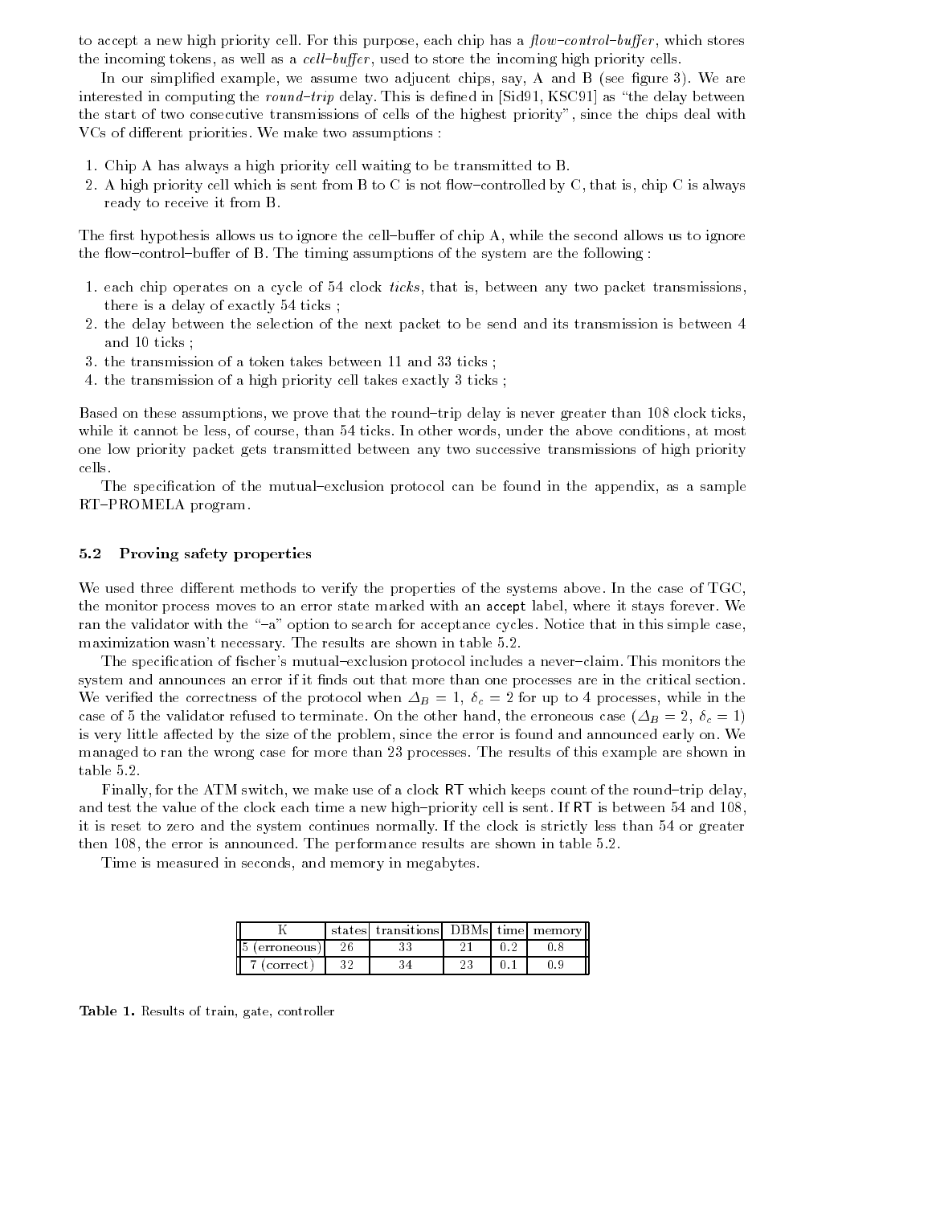to accept a new high priority cell. For this purpose, each chip has a *flow–control–buffer*, which stores the incoming tokens, as well as a *cell–buffer*, used to store the incoming high priority cells.

In our simplified example, we assume two adjucent chips, say, A and B (see figure 3). We are interested in computing the *round–trip* delay. This is defined in [Sid91, KSC91] as "the delay between the start of two consecutive transmissions of cells of the highest priority", since the chips deal with VCs of different priorities. We make two assumptions :

1. Chip A has always a high priority cell waiting to be transmitted to B.
2. A high priority cell which is sent from B to C is not flow–controlled by C, that is, chip C is always ready to receive it from B.

The first hypothesis allows us to ignore the cell–buffer of chip A, while the second allows us to ignore the flow–control–buffer of B. The timing assumptions of the system are the following :

1. each chip operates on a cycle of 54 clock *ticks*, that is, between any two packet transmissions, there is a delay of exactly 54 ticks ;
2. the delay between the selection of the next packet to be send and its transmission is between 4 and 10 ticks ;
3. the transmission of a token takes between 11 and 33 ticks ;
4. the transmission of a high priority cell takes exactly 3 ticks ;

Based on these assumptions, we prove that the round–trip delay is never greater than 108 clock ticks, while it cannot be less, of course, than 54 ticks. In other words, under the above conditions, at most one low priority packet gets transmitted between any two successive transmissions of high priority cells.

The specification of the mutual–exclusion protocol can be found in the appendix, as a sample RT–PROMELA program.

### 5.2 Proving safety properties

We used three different methods to verify the properties of the systems above. In the case of TGC, the monitor process moves to an error state marked with an `accept` label, where it stays forever. We ran the validator with the "–a" option to search for acceptance cycles. Notice that in this simple case, maximization wasn't necessary. The results are shown in table 5.2.

The specification of fischer's mutual–exclusion protocol includes a never–claim. This monitors the system and announces an error if it finds out that more than one processes are in the critical section. We verified the correctness of the protocol when $\Delta_B = 1$, $\delta_c = 2$ for up to 4 processes, while in the case of 5 the validator refused to terminate. On the other hand, the erroneous case ($\Delta_B = 2$, $\delta_c = 1$) is very little affected by the size of the problem, since the error is found and announced early on. We managed to ran the wrong case for more than 23 processes. The results of this example are shown in table 5.2.

Finally, for the ATM switch, we make use of a clock `RT` which keeps count of the round–trip delay, and test the value of the clock each time a new high–priority cell is sent. If `RT` is between 54 and 108, it is reset to zero and the system continues normally. If the clock is strictly less than 54 or greater then 108, the error is announced. The performance results are shown in table 5.2.

Time is measured in seconds, and memory in megabytes.

| K | states | transitions | DBMs | time | memory |
|---|---|---|---|---|---|
| 5 (erroneous) | 26 | 33 | 21 | 0.2 | 0.8 |
| 7 (correct) | 32 | 34 | 23 | 0.1 | 0.9 |

**Table 1.** Results of train, gate, controller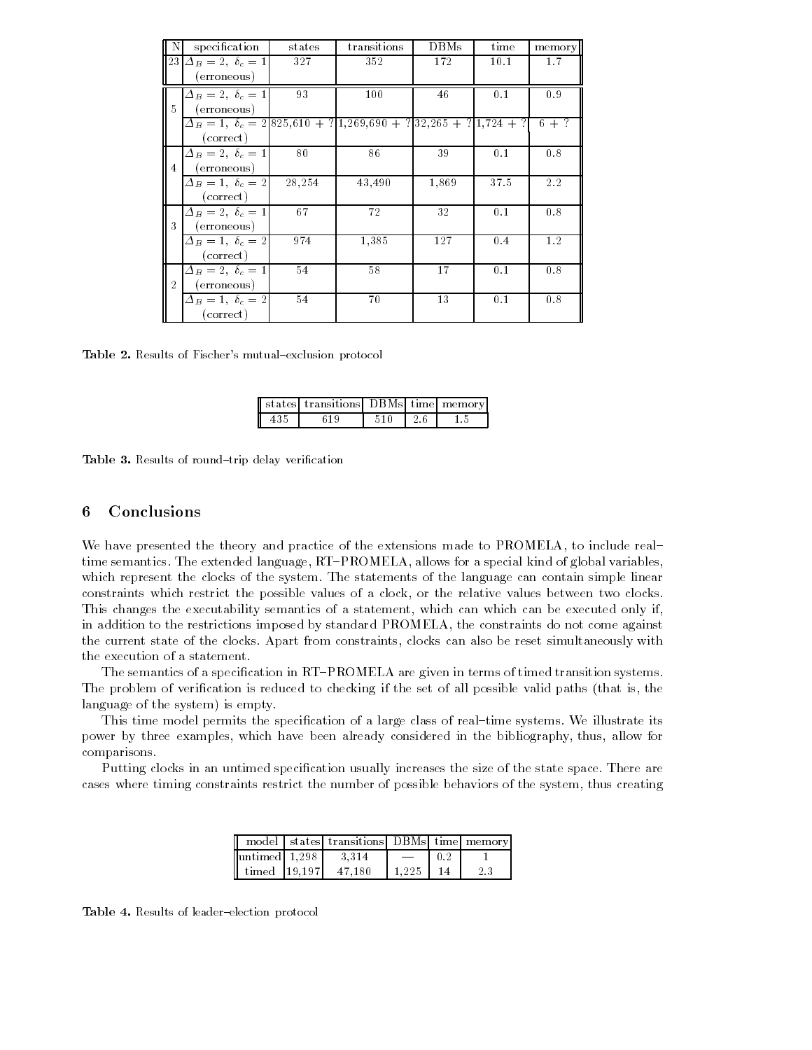| N | specification | states | transitions | DBMs | time | memory |
|---|---|---|---|---|---|---|
| 23 | $\Delta_B = 2,\ \delta_c = 1$ (erroneous) | 327 | 352 | 172 | 10.1 | 1.7 |
| 5 | $\Delta_B = 2,\ \delta_c = 1$ (erroneous) | 93 | 100 | 46 | 0.1 | 0.9 |
| | $\Delta_B = 1,\ \delta_c = 2$ (correct) | 825,610 + ? | 1,269,690 + ? | 32,265 + ? | 1,724 + ? | 6 + ? |
| 4 | $\Delta_B = 2,\ \delta_c = 1$ (erroneous) | 80 | 86 | 39 | 0.1 | 0.8 |
| | $\Delta_B = 1,\ \delta_c = 2$ (correct) | 28,254 | 43,490 | 1,869 | 37.5 | 2.2 |
| 3 | $\Delta_B = 2,\ \delta_c = 1$ (erroneous) | 67 | 72 | 32 | 0.1 | 0.8 |
| | $\Delta_B = 1,\ \delta_c = 2$ (correct) | 974 | 1,385 | 127 | 0.4 | 1.2 |
| 2 | $\Delta_B = 2,\ \delta_c = 1$ (erroneous) | 54 | 58 | 17 | 0.1 | 0.8 |
| | $\Delta_B = 1,\ \delta_c = 2$ (correct) | 54 | 70 | 13 | 0.1 | 0.8 |

**Table 2.** Results of Fischer's mutual–exclusion protocol

| states | transitions | DBMs | time | memory |
|---|---|---|---|---|
| 435 | 619 | 510 | 2.6 | 1.5 |

**Table 3.** Results of round–trip delay verification

## 6 Conclusions

We have presented the theory and practice of the extensions made to PROMELA, to include real–time semantics. The extended language, RT–PROMELA, allows for a special kind of global variables, which represent the clocks of the system. The statements of the language can contain simple linear constraints which restrict the possible values of a clock, or the relative values between two clocks. This changes the executability semantics of a statement, which can which can be executed only if, in addition to the restrictions imposed by standard PROMELA, the constraints do not come against the current state of the clocks. Apart from constraints, clocks can also be reset simultaneously with the execution of a statement.

The semantics of a specification in RT–PROMELA are given in terms of timed transition systems. The problem of verification is reduced to checking if the set of all possible valid paths (that is, the language of the system) is empty.

This time model permits the specification of a large class of real–time systems. We illustrate its power by three examples, which have been already considered in the bibliography, thus, allow for comparisons.

Putting clocks in an untimed specification usually increases the size of the state space. There are cases where timing constraints restrict the number of possible behaviors of the system, thus creating

| model | states | transitions | DBMs | time | memory |
|---|---|---|---|---|---|
| untimed | 1,298 | 3,314 | — | 0.2 | 1 |
| timed | 19,197 | 47,180 | 1,225 | 14 | 2.3 |

**Table 4.** Results of leader–election protocol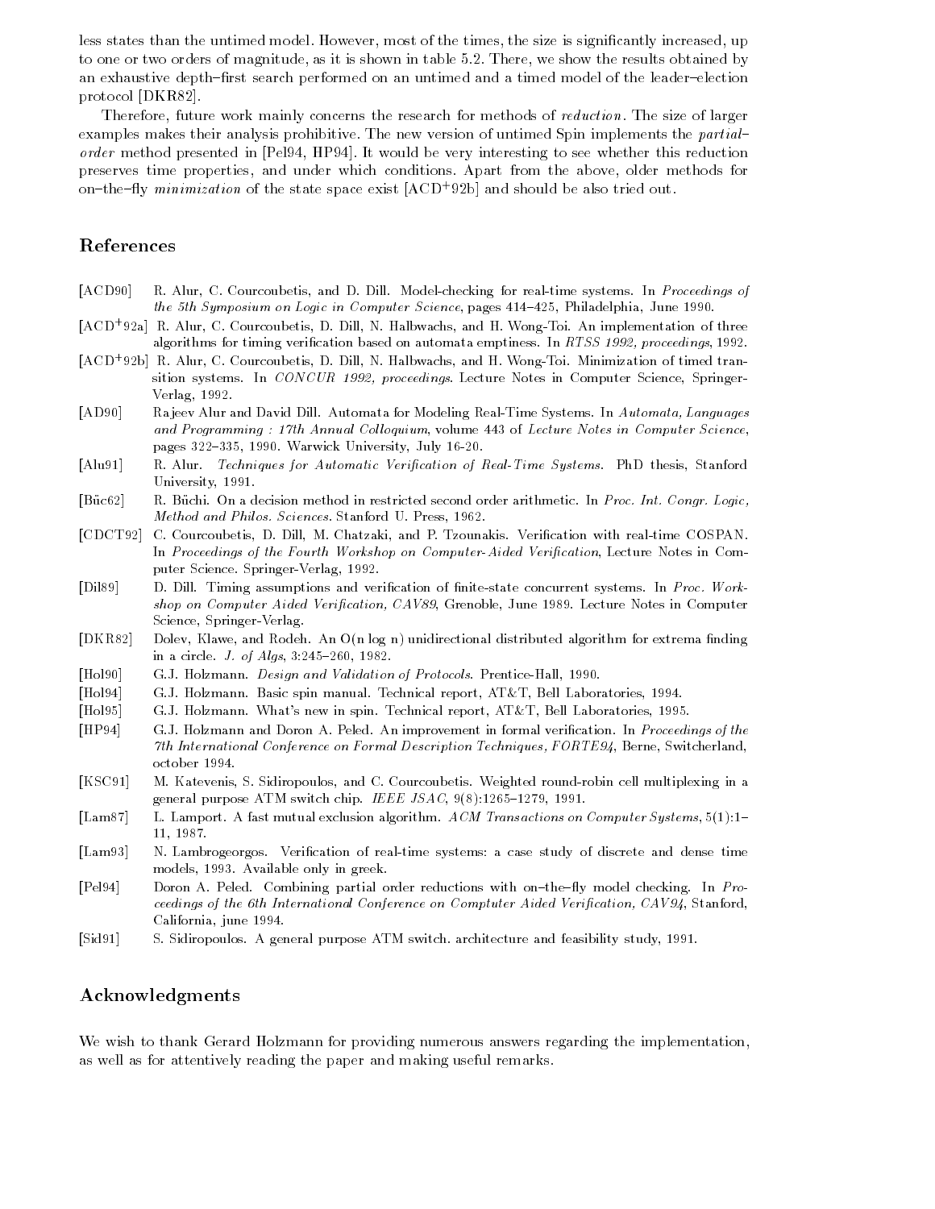less states than the untimed model. However, most of the times, the size is significantly increased, up to one or two orders of magnitude, as it is shown in table 5.2. There, we show the results obtained by an exhaustive depth–first search performed on an untimed and a timed model of the leader–election protocol [DKR82].

Therefore, future work mainly concerns the research for methods of *reduction*. The size of larger examples makes their analysis prohibitive. The new version of untimed Spin implements the *partial–order* method presented in [Pel94, HP94]. It would be very interesting to see whether this reduction preserves time properties, and under which conditions. Apart from the above, older methods for on–the–fly *minimization* of the state space exist [ACD+92b] and should be also tried out.

## References

- [ACD90] R. Alur, C. Courcoubetis, and D. Dill. Model-checking for real-time systems. In *Proceedings of the 5th Symposium on Logic in Computer Science*, pages 414–425, Philadelphia, June 1990.
- [ACD+92a] R. Alur, C. Courcoubetis, D. Dill, N. Halbwachs, and H. Wong-Toi. An implementation of three algorithms for timing verification based on automata emptiness. In *RTSS 1992, proceedings*, 1992.
- [ACD+92b] R. Alur, C. Courcoubetis, D. Dill, N. Halbwachs, and H. Wong-Toi. Minimization of timed transition systems. In *CONCUR 1992, proceedings*. Lecture Notes in Computer Science, Springer-Verlag, 1992.
- [AD90] Rajeev Alur and David Dill. Automata for Modeling Real-Time Systems. In *Automata, Languages and Programming : 17th Annual Colloquium*, volume 443 of *Lecture Notes in Computer Science*, pages 322–335, 1990. Warwick University, July 16-20.
- [Alu91] R. Alur. *Techniques for Automatic Verification of Real-Time Systems*. PhD thesis, Stanford University, 1991.
- [Büc62] R. Büchi. On a decision method in restricted second order arithmetic. In *Proc. Int. Congr. Logic, Method and Philos. Sciences*. Stanford U. Press, 1962.
- [CDCT92] C. Courcoubetis, D. Dill, M. Chatzaki, and P. Tzounakis. Verification with real-time COSPAN. In *Proceedings of the Fourth Workshop on Computer-Aided Verification*, Lecture Notes in Computer Science. Springer-Verlag, 1992.
- [Dil89] D. Dill. Timing assumptions and verification of finite-state concurrent systems. In *Proc. Workshop on Computer Aided Verification, CAV89*, Grenoble, June 1989. Lecture Notes in Computer Science, Springer-Verlag.
- [DKR82] Dolev, Klawe, and Rodeh. An O(n log n) unidirectional distributed algorithm for extrema finding in a circle. *J. of Algs*, 3:245–260, 1982.
- [Hol90] G.J. Holzmann. *Design and Validation of Protocols*. Prentice-Hall, 1990.
- [Hol94] G.J. Holzmann. Basic spin manual. Technical report, AT&T, Bell Laboratories, 1994.
- [Hol95] G.J. Holzmann. What's new in spin. Technical report, AT&T, Bell Laboratories, 1995.
- [HP94] G.J. Holzmann and Doron A. Peled. An improvement in formal verification. In *Proceedings of the 7th International Conference on Formal Description Techniques, FORTE94*, Berne, Switcherland, october 1994.
- [KSC91] M. Katevenis, S. Sidiropoulos, and C. Courcoubetis. Weighted round-robin cell multiplexing in a general purpose ATM switch chip. *IEEE JSAC*, 9(8):1265–1279, 1991.
- [Lam87] L. Lamport. A fast mutual exclusion algorithm. *ACM Transactions on Computer Systems*, 5(1):1–11, 1987.
- [Lam93] N. Lambrogeorgos. Verification of real-time systems: a case study of discrete and dense time models, 1993. Available only in greek.
- [Pel94] Doron A. Peled. Combining partial order reductions with on–the–fly model checking. In *Proceedings of the 6th International Conference on Comptuter Aided Verification, CAV94*, Stanford, California, june 1994.
- [Sid91] S. Sidiropoulos. A general purpose ATM switch. architecture and feasibility study, 1991.

## Acknowledgments

We wish to thank Gerard Holzmann for providing numerous answers regarding the implementation, as well as for attentively reading the paper and making useful remarks.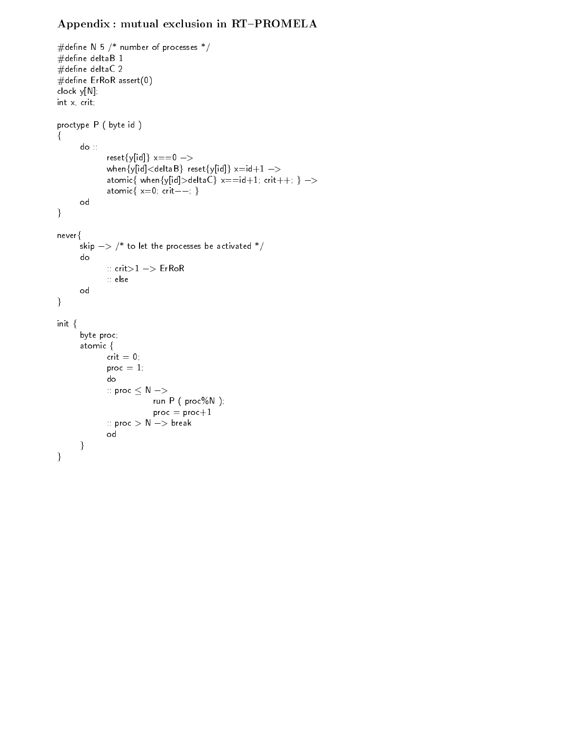## Appendix : mutual exclusion in RT–PROMELA

```
#define N 5 /* number of processes */
#define deltaB 1
#define deltaC 2
#define ErRoR assert(0)
clock y[N];
int x, crit;

proctype P ( byte id )
{
      do ::
            reset{y[id]} x==0 ->
            when{y[id]<deltaB} reset{y[id]} x=id+1 ->
            atomic{ when{y[id]>deltaC} x==id+1; crit++; } ->
            atomic{ x=0; crit--; }
      od
}

never{
      skip -> /* to let the processes be activated */
      do
            :: crit>1 -> ErRoR
            :: else
      od
}

init {
      byte proc;
      atomic {
            crit = 0;
            proc = 1;
            do
            :: proc ≤ N ->
                        run P ( proc%N );
                        proc = proc+1
            :: proc > N -> break
            od
      }
}
```